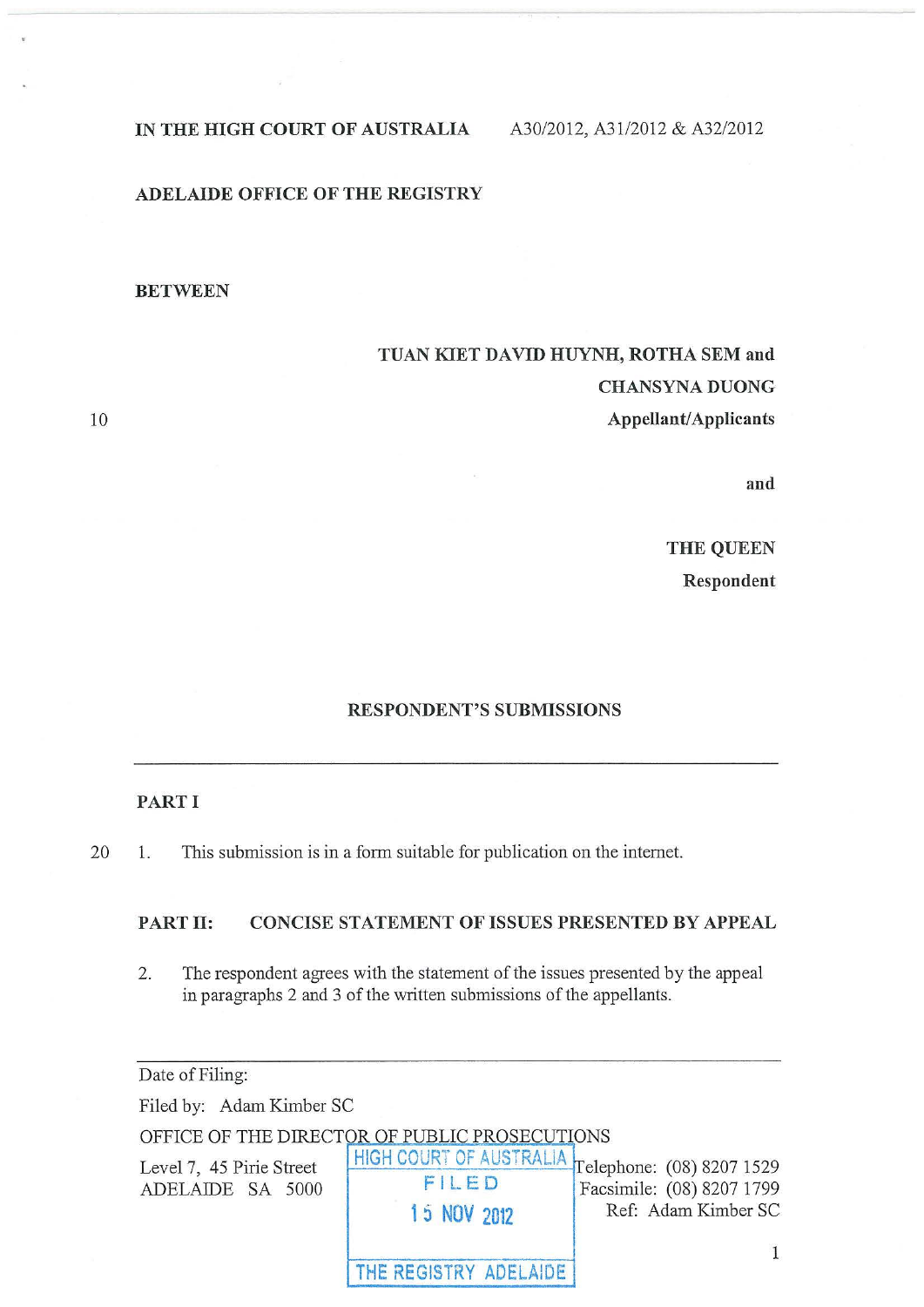**IN THE HIGH COURT OF AUSTRALIA** A30/2012, A31/2012 & A32/2012

**ADELAIDE OFFICE OF THE REGISTRY**

**BETWEEN**

**TUAN KIET DAVID HUYNH, ROTHA SEM and CHANSYNA DUONG**
**Appellant/Applicants**

**and**

**THE QUEEN**
**Respondent**

## RESPONDENT'S SUBMISSIONS

---

## PART I

1. This submission is in a form suitable for publication on the internet.

## PART II: CONCISE STATEMENT OF ISSUES PRESENTED BY APPEAL

2. The respondent agrees with the statement of the issues presented by the appeal in paragraphs 2 and 3 of the written submissions of the appellants.

---

Date of Filing:

Filed by: Adam Kimber SC

OFFICE OF THE DIRECTOR OF PUBLIC PROSECUTIONS

Level 7, 45 Pirie Street
ADELAIDE SA 5000

Telephone: (08) 8207 1529
Facsimile: (08) 8207 1799
Ref: Adam Kimber SC

HIGH COURT OF AUSTRALIA
FILED
15 NOV 2012
THE REGISTRY ADELAIDE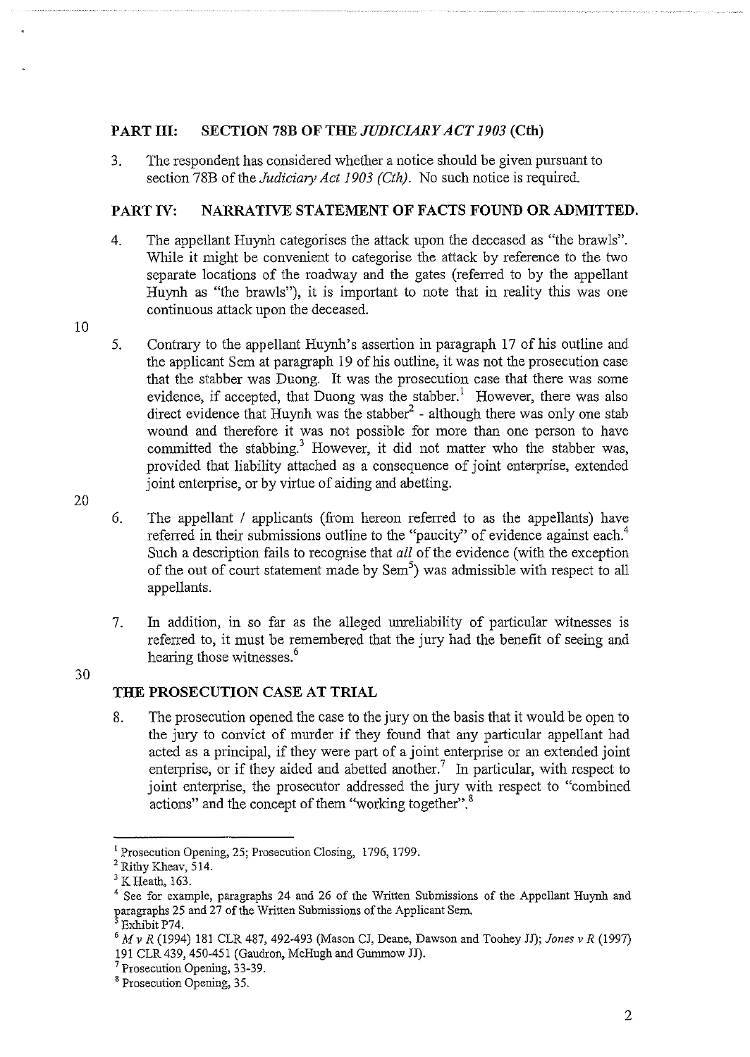## PART III: SECTION 78B OF THE *JUDICIARY ACT 1903* (Cth)

3. The respondent has considered whether a notice should be given pursuant to section 78B of the *Judiciary Act 1903 (Cth)*. No such notice is required.

## PART IV: NARRATIVE STATEMENT OF FACTS FOUND OR ADMITTED.

4. The appellant Huynh categorises the attack upon the deceased as "the brawls". While it might be convenient to categorise the attack by reference to the two separate locations of the roadway and the gates (referred to by the appellant Huynh as "the brawls"), it is important to note that in reality this was one continuous attack upon the deceased.

5. Contrary to the appellant Huynh's assertion in paragraph 17 of his outline and the applicant Sem at paragraph 19 of his outline, it was not the prosecution case that the stabber was Duong. It was the prosecution case that there was some evidence, if accepted, that Duong was the stabber.[1] However, there was also direct evidence that Huynh was the stabber[2] - although there was only one stab wound and therefore it was not possible for more than one person to have committed the stabbing.[3] However, it did not matter who the stabber was, provided that liability attached as a consequence of joint enterprise, extended joint enterprise, or by virtue of aiding and abetting.

6. The appellant / applicants (from hereon referred to as the appellants) have referred in their submissions outline to the "paucity" of evidence against each.[4] Such a description fails to recognise that *all* of the evidence (with the exception of the out of court statement made by Sem[5]) was admissible with respect to all appellants.

7. In addition, in so far as the alleged unreliability of particular witnesses is referred to, it must be remembered that the jury had the benefit of seeing and hearing those witnesses.[6]

### THE PROSECUTION CASE AT TRIAL

8. The prosecution opened the case to the jury on the basis that it would be open to the jury to convict of murder if they found that any particular appellant had acted as a principal, if they were part of a joint enterprise or an extended joint enterprise, or if they aided and abetted another.[7] In particular, with respect to joint enterprise, the prosecutor addressed the jury with respect to "combined actions" and the concept of them "working together".[8]

---

[1] Prosecution Opening, 25; Prosecution Closing, 1796, 1799.

[2] Rithy Kheav, 514.

[3] K Heath, 163.

[4] See for example, paragraphs 24 and 26 of the Written Submissions of the Appellant Huynh and paragraphs 25 and 27 of the Written Submissions of the Applicant Sem.

[5] Exhibit P74.

[6] *M v R* (1994) 181 CLR 487, 492-493 (Mason CJ, Deane, Dawson and Toohey JJ); *Jones v R* (1997) 191 CLR 439, 450-451 (Gaudron, McHugh and Gummow JJ).

[7] Prosecution Opening, 33-39.

[8] Prosecution Opening, 35.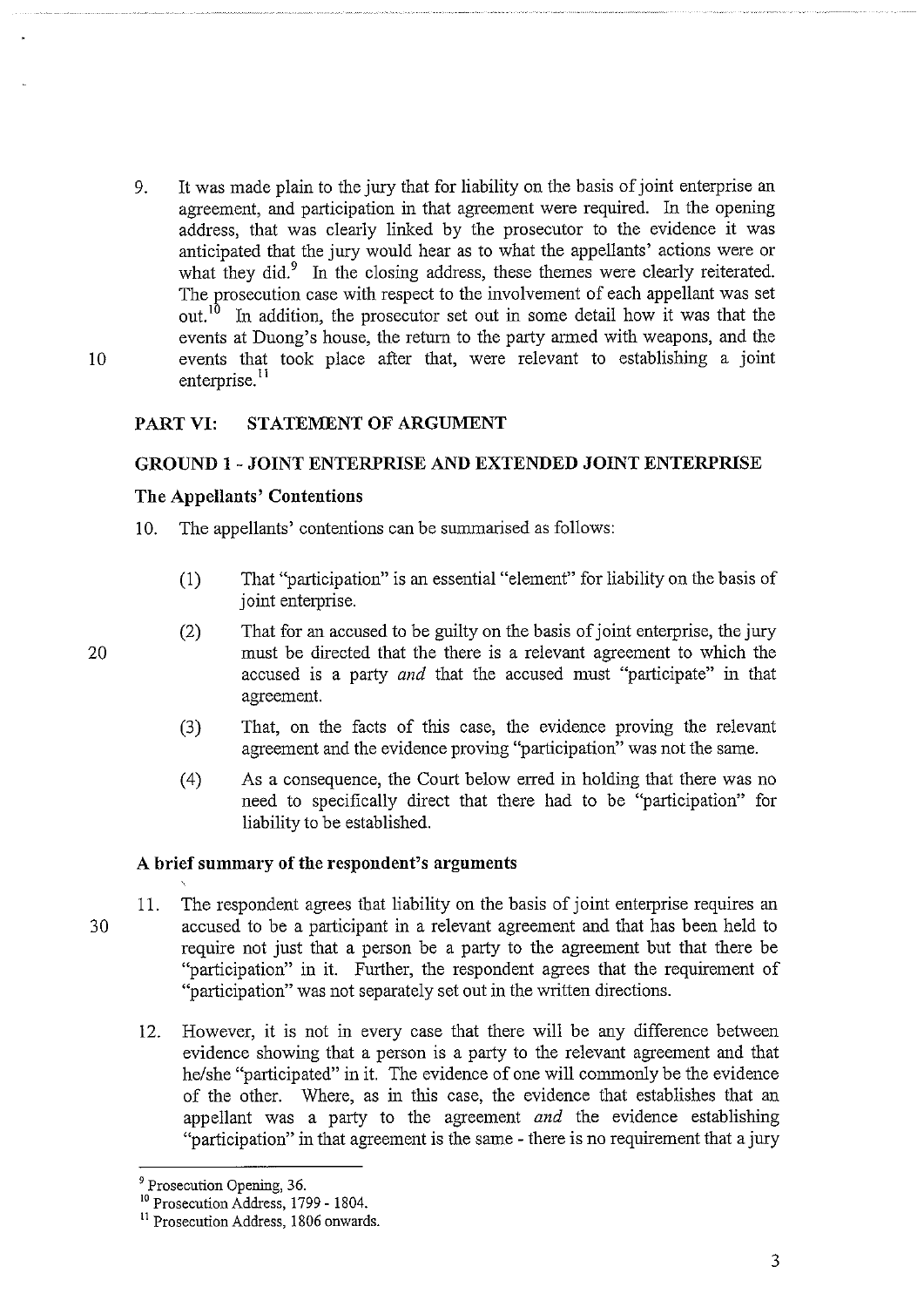9. It was made plain to the jury that for liability on the basis of joint enterprise an agreement, and participation in that agreement were required. In the opening address, that was clearly linked by the prosecutor to the evidence it was anticipated that the jury would hear as to what the appellants' actions were or what they did.[9] In the closing address, these themes were clearly reiterated. The prosecution case with respect to the involvement of each appellant was set out.[10] In addition, the prosecutor set out in some detail how it was that the events at Duong's house, the return to the party armed with weapons, and the events that took place after that, were relevant to establishing a joint enterprise.[11]

## PART VI: STATEMENT OF ARGUMENT

### GROUND 1 - JOINT ENTERPRISE AND EXTENDED JOINT ENTERPRISE

#### The Appellants' Contentions

10. The appellants' contentions can be summarised as follows:

    (1) That "participation" is an essential "element" for liability on the basis of joint enterprise.

    (2) That for an accused to be guilty on the basis of joint enterprise, the jury must be directed that the there is a relevant agreement to which the accused is a party *and* that the accused must "participate" in that agreement.

    (3) That, on the facts of this case, the evidence proving the relevant agreement and the evidence proving "participation" was not the same.

    (4) As a consequence, the Court below erred in holding that there was no need to specifically direct that there had to be "participation" for liability to be established.

#### A brief summary of the respondent's arguments

11. The respondent agrees that liability on the basis of joint enterprise requires an accused to be a participant in a relevant agreement and that has been held to require not just that a person be a party to the agreement but that there be "participation" in it. Further, the respondent agrees that the requirement of "participation" was not separately set out in the written directions.

12. However, it is not in every case that there will be any difference between evidence showing that a person is a party to the relevant agreement and that he/she "participated" in it. The evidence of one will commonly be the evidence of the other. Where, as in this case, the evidence that establishes that an appellant was a party to the agreement *and* the evidence establishing "participation" in that agreement is the same - there is no requirement that a jury

---

[9] Prosecution Opening, 36.

[10] Prosecution Address, 1799 - 1804.

[11] Prosecution Address, 1806 onwards.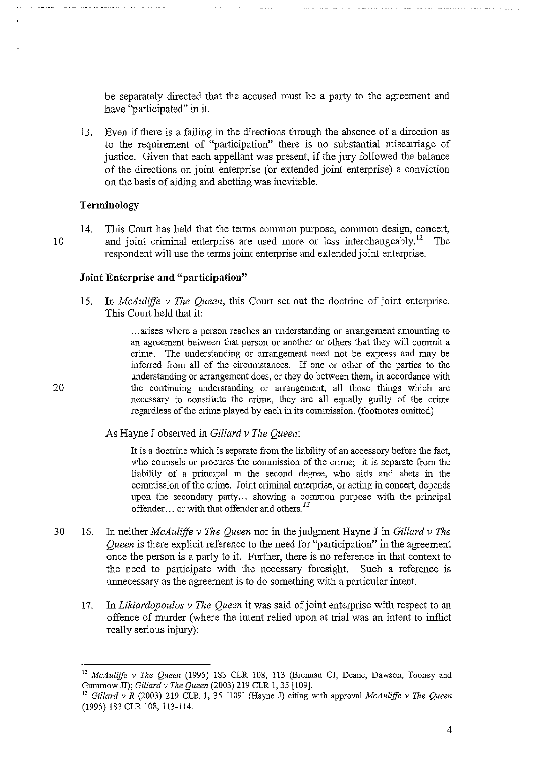be separately directed that the accused must be a party to the agreement and have "participated" in it.

13. Even if there is a failing in the directions through the absence of a direction as to the requirement of "participation" there is no substantial miscarriage of justice. Given that each appellant was present, if the jury followed the balance of the directions on joint enterprise (or extended joint enterprise) a conviction on the basis of aiding and abetting was inevitable.

### Terminology

14. This Court has held that the terms common purpose, common design, concert, and joint criminal enterprise are used more or less interchangeably.[12] The respondent will use the terms joint enterprise and extended joint enterprise.

### Joint Enterprise and "participation"

15. In *McAuliffe v The Queen*, this Court set out the doctrine of joint enterprise. This Court held that it:

> ...arises where a person reaches an understanding or arrangement amounting to an agreement between that person or another or others that they will commit a crime. The understanding or arrangement need not be express and may be inferred from all of the circumstances. If one or other of the parties to the understanding or arrangement does, or they do between them, in accordance with the continuing understanding or arrangement, all those things which are necessary to constitute the crime, they are all equally guilty of the crime regardless of the crime played by each in its commission. (footnotes omitted)

As Hayne J observed in *Gillard v The Queen*:

> It is a doctrine which is separate from the liability of an accessory before the fact, who counsels or procures the commission of the crime; it is separate from the liability of a principal in the second degree, who aids and abets in the commission of the crime. Joint criminal enterprise, or acting in concert, depends upon the secondary party... showing a common purpose with the principal offender... or with that offender and others.[13]

16. In neither *McAuliffe v The Queen* nor in the judgment Hayne J in *Gillard v The Queen* is there explicit reference to the need for "participation" in the agreement once the person is a party to it. Further, there is no reference in that context to the need to participate with the necessary foresight. Such a reference is unnecessary as the agreement is to do something with a particular intent.

17. In *Likiardopoulos v The Queen* it was said of joint enterprise with respect to an offence of murder (where the intent relied upon at trial was an intent to inflict really serious injury):

---

[12] *McAuliffe v The Queen* (1995) 183 CLR 108, 113 (Brennan CJ, Deane, Dawson, Toohey and Gummow JJ); *Gillard v The Queen* (2003) 219 CLR 1, 35 [109].

[13] *Gillard v R* (2003) 219 CLR 1, 35 [109] (Hayne J) citing with approval *McAuliffe v The Queen* (1995) 183 CLR 108, 113-114.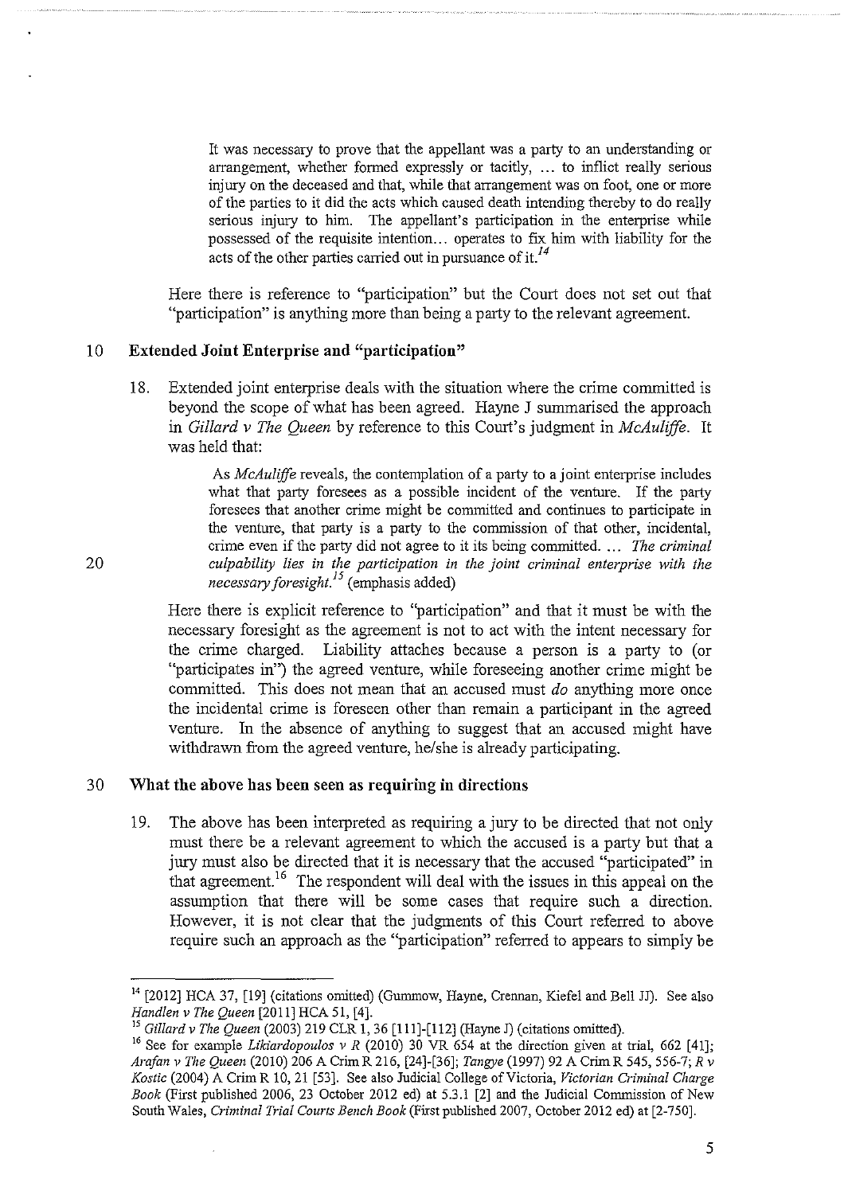> It was necessary to prove that the appellant was a party to an understanding or arrangement, whether formed expressly or tacitly, ... to inflict really serious injury on the deceased and that, while that arrangement was on foot, one or more of the parties to it did the acts which caused death intending thereby to do really serious injury to him. The appellant's participation in the enterprise while possessed of the requisite intention... operates to fix him with liability for the acts of the other parties carried out in pursuance of it.[14]

Here there is reference to "participation" but the Court does not set out that "participation" is anything more than being a party to the relevant agreement.

## Extended Joint Enterprise and "participation"

18. Extended joint enterprise deals with the situation where the crime committed is beyond the scope of what has been agreed. Hayne J summarised the approach in *Gillard v The Queen* by reference to this Court's judgment in *McAuliffe*. It was held that:

> As *McAuliffe* reveals, the contemplation of a party to a joint enterprise includes what that party foresees as a possible incident of the venture. If the party foresees that another crime might be committed and continues to participate in the venture, that party is a party to the commission of that other, incidental, crime even if the party did not agree to it its being committed. ... *The criminal culpability lies in the participation in the joint criminal enterprise with the necessary foresight.*[15] (emphasis added)

Here there is explicit reference to "participation" and that it must be with the necessary foresight as the agreement is not to act with the intent necessary for the crime charged. Liability attaches because a person is a party to (or "participates in") the agreed venture, while foreseeing another crime might be committed. This does not mean that an accused must *do* anything more once the incidental crime is foreseen other than remain a participant in the agreed venture. In the absence of anything to suggest that an accused might have withdrawn from the agreed venture, he/she is already participating.

## What the above has been seen as requiring in directions

19. The above has been interpreted as requiring a jury to be directed that not only must there be a relevant agreement to which the accused is a party but that a jury must also be directed that it is necessary that the accused "participated" in that agreement.[16] The respondent will deal with the issues in this appeal on the assumption that there will be some cases that require such a direction. However, it is not clear that the judgments of this Court referred to above require such an approach as the "participation" referred to appears to simply be

---

[14] [2012] HCA 37, [19] (citations omitted) (Gummow, Hayne, Crennan, Kiefel and Bell JJ). See also *Handlen v The Queen* [2011] HCA 51, [4].

[15] *Gillard v The Queen* (2003) 219 CLR 1, 36 [111]-[112] (Hayne J) (citations omitted).

[16] See for example *Likiardopoulos v R* (2010) 30 VR 654 at the direction given at trial, 662 [41]; *Arafan v The Queen* (2010) 206 A Crim R 216, [24]-[36]; *Tangye* (1997) 92 A Crim R 545, 556-7; *R v Kostic* (2004) A Crim R 10, 21 [53]. See also Judicial College of Victoria, *Victorian Criminal Charge Book* (First published 2006, 23 October 2012 ed) at 5.3.1 [2] and the Judicial Commission of New South Wales, *Criminal Trial Courts Bench Book* (First published 2007, October 2012 ed) at [2-750].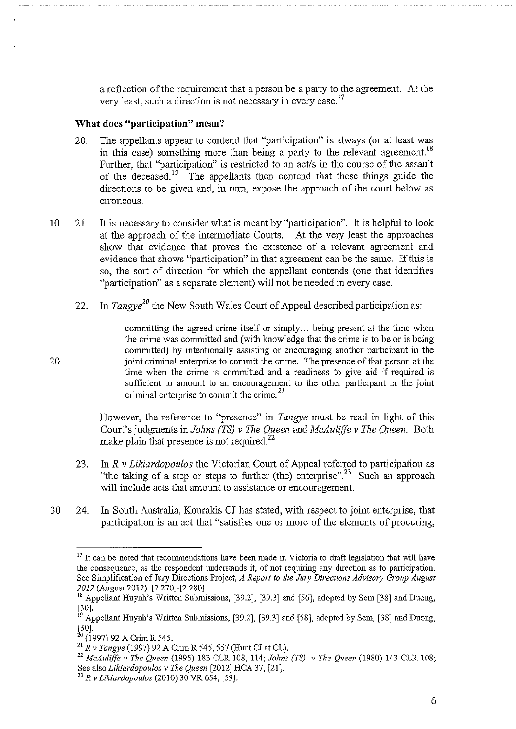a reflection of the requirement that a person be a party to the agreement. At the very least, such a direction is not necessary in every case.[17]

**What does "participation" mean?**

20. The appellants appear to contend that "participation" is always (or at least was in this case) something more than being a party to the relevant agreement.[18] Further, that "participation" is restricted to an act/s in the course of the assault of the deceased.[19] The appellants then contend that these things guide the directions to be given and, in turn, expose the approach of the court below as erroneous.

21. It is necessary to consider what is meant by "participation". It is helpful to look at the approach of the intermediate Courts. At the very least the approaches show that evidence that proves the existence of a relevant agreement and evidence that shows "participation" in that agreement can be the same. If this is so, the sort of direction for which the appellant contends (one that identifies "participation" as a separate element) will not be needed in every case.

22. In *Tangye*[20] the New South Wales Court of Appeal described participation as:

> committing the agreed crime itself or simply... being present at the time when the crime was committed and (with knowledge that the crime is to be or is being committed) by intentionally assisting or encouraging another participant in the joint criminal enterprise to commit the crime. The presence of that person at the time when the crime is committed and a readiness to give aid if required is sufficient to amount to an encouragement to the other participant in the joint criminal enterprise to commit the crime.[21]

However, the reference to "presence" in *Tangye* must be read in light of this Court's judgments in *Johns (TS) v The Queen* and *McAuliffe v The Queen*. Both make plain that presence is not required.[22]

23. In *R v Likiardopoulos* the Victorian Court of Appeal referred to participation as "the taking of a step or steps to further (the) enterprise".[23] Such an approach will include acts that amount to assistance or encouragement.

24. In South Australia, Kourakis CJ has stated, with respect to joint enterprise, that participation is an act that "satisfies one or more of the elements of procuring,

---

[17] It can be noted that recommendations have been made in Victoria to draft legislation that will have the consequence, as the respondent understands it, of not requiring any direction as to participation. See Simplification of Jury Directions Project, *A Report to the Jury Directions Advisory Group August 2012* (August 2012) [2.270]-[2.280].

[18] Appellant Huynh's Written Submissions, [39.2], [39.3] and [56], adopted by Sem [38] and Duong, [30].

[19] Appellant Huynh's Written Submissions, [39.2], [39.3] and [58], adopted by Sem, [38] and Duong, [30].

[20] (1997) 92 A Crim R 545.

[21] *R v Tangye* (1997) 92 A Crim R 545, 557 (Hunt CJ at CL).

[22] *McAuliffe v The Queen* (1995) 183 CLR 108, 114; *Johns (TS) v The Queen* (1980) 143 CLR 108; See also *Likiardopoulos v The Queen* [2012] HCA 37, [21].

[23] *R v Likiardopoulos* (2010) 30 VR 654, [59].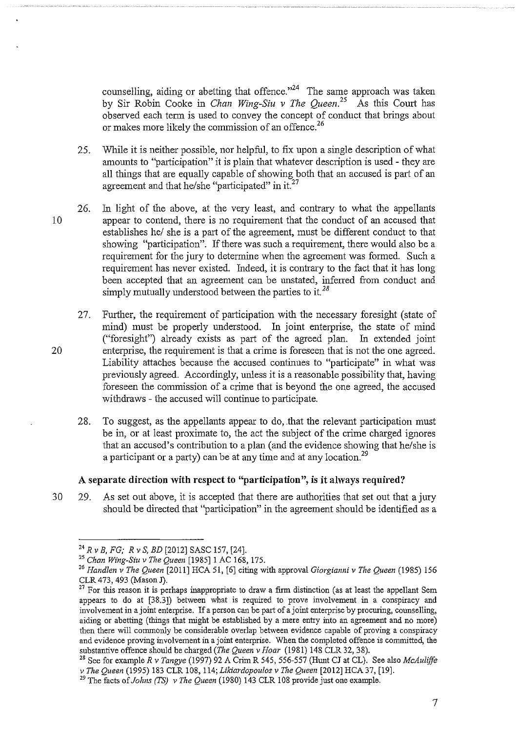counselling, aiding or abetting that offence."[24] The same approach was taken by Sir Robin Cooke in *Chan Wing-Siu v The Queen*.[25] As this Court has observed each term is used to convey the concept of conduct that brings about or makes more likely the commission of an offence.[26]

25. While it is neither possible, nor helpful, to fix upon a single description of what amounts to "participation" it is plain that whatever description is used - they are all things that are equally capable of showing both that an accused is part of an agreement and that he/she "participated" in it.[27]

26. In light of the above, at the very least, and contrary to what the appellants appear to contend, there is no requirement that the conduct of an accused that establishes he/ she is a part of the agreement, must be different conduct to that showing "participation". If there was such a requirement, there would also be a requirement for the jury to determine when the agreement was formed. Such a requirement has never existed. Indeed, it is contrary to the fact that it has long been accepted that an agreement can be unstated, inferred from conduct and simply mutually understood between the parties to it.[28]

27. Further, the requirement of participation with the necessary foresight (state of mind) must be properly understood. In joint enterprise, the state of mind ("foresight") already exists as part of the agreed plan. In extended joint enterprise, the requirement is that a crime is foreseen that is not the one agreed. Liability attaches because the accused continues to "participate" in what was previously agreed. Accordingly, unless it is a reasonable possibility that, having foreseen the commission of a crime that is beyond the one agreed, the accused withdraws - the accused will continue to participate.

28. To suggest, as the appellants appear to do, that the relevant participation must be in, or at least proximate to, the act the subject of the crime charged ignores that an accused's contribution to a plan (and the evidence showing that he/she is a participant or a party) can be at any time and at any location.[29]

### A separate direction with respect to "participation", is it always required?

29. As set out above, it is accepted that there are authorities that set out that a jury should be directed that "participation" in the agreement should be identified as a

---

[24] *R v B, FG; R v S, BD* [2012] SASC 157, [24].

[25] *Chan Wing-Siu v The Queen* [1985] 1 AC 168, 175.

[26] *Handlen v The Queen* [2011] HCA 51, [6] citing with approval *Giorgianni v The Queen* (1985) 156 CLR 473, 493 (Mason J).

[27] For this reason it is perhaps inappropriate to draw a firm distinction (as at least the appellant Sem appears to do at [38.3]) between what is required to prove involvement in a conspiracy and involvement in a joint enterprise. If a person can be part of a joint enterprise by procuring, counselling, aiding or abetting (things that might be established by a mere entry into an agreement and no more) then there will commonly be considerable overlap between evidence capable of proving a conspiracy and evidence proving involvement in a joint enterprise. When the completed offence is committed, the substantive offence should be charged (*The Queen v Hoar* (1981) 148 CLR 32, 38).

[28] See for example *R v Tangye* (1997) 92 A Crim R 545, 556-557 (Hunt CJ at CL). See also *McAuliffe v The Queen* (1995) 183 CLR 108, 114; *Likiardopoulos v The Queen* [2012] HCA 37, [19].

[29] The facts of *Johns (TS) v The Queen* (1980) 143 CLR 108 provide just one example.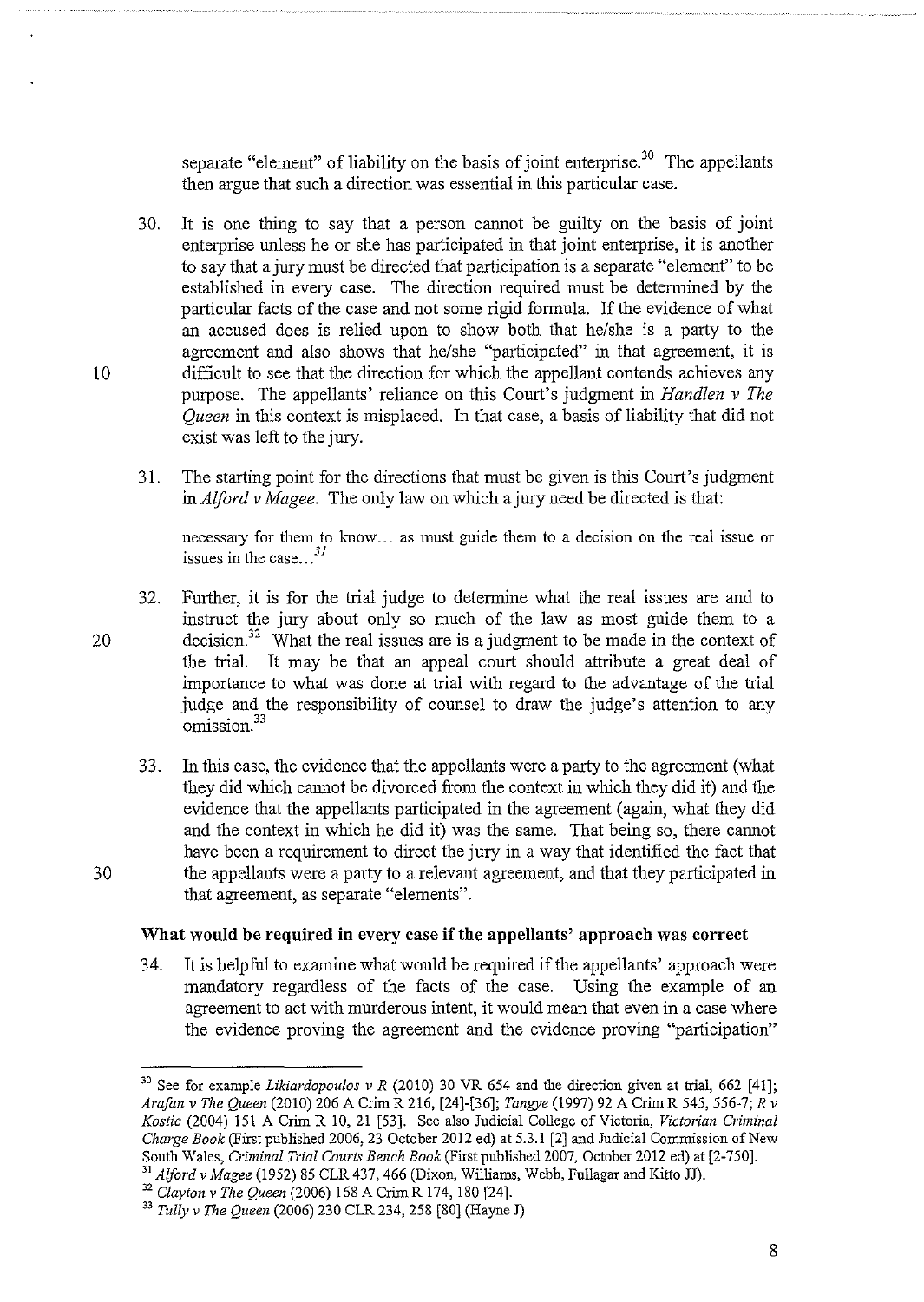separate "element" of liability on the basis of joint enterprise.[30] The appellants then argue that such a direction was essential in this particular case.

30. It is one thing to say that a person cannot be guilty on the basis of joint enterprise unless he or she has participated in that joint enterprise, it is another to say that a jury must be directed that participation is a separate "element" to be established in every case. The direction required must be determined by the particular facts of the case and not some rigid formula. If the evidence of what an accused does is relied upon to show both that he/she is a party to the agreement and also shows that he/she "participated" in that agreement, it is difficult to see that the direction for which the appellant contends achieves any purpose. The appellants' reliance on this Court's judgment in *Handlen v The Queen* in this context is misplaced. In that case, a basis of liability that did not exist was left to the jury.

31. The starting point for the directions that must be given is this Court's judgment in *Alford v Magee*. The only law on which a jury need be directed is that:

> necessary for them to know... as must guide them to a decision on the real issue or issues in the case...[31]

32. Further, it is for the trial judge to determine what the real issues are and to instruct the jury about only so much of the law as most guide them to a decision.[32] What the real issues are is a judgment to be made in the context of the trial. It may be that an appeal court should attribute a great deal of importance to what was done at trial with regard to the advantage of the trial judge and the responsibility of counsel to draw the judge's attention to any omission.[33]

33. In this case, the evidence that the appellants were a party to the agreement (what they did which cannot be divorced from the context in which they did it) and the evidence that the appellants participated in the agreement (again, what they did and the context in which he did it) was the same. That being so, there cannot have been a requirement to direct the jury in a way that identified the fact that the appellants were a party to a relevant agreement, and that they participated in that agreement, as separate "elements".

### What would be required in every case if the appellants' approach was correct

34. It is helpful to examine what would be required if the appellants' approach were mandatory regardless of the facts of the case. Using the example of an agreement to act with murderous intent, it would mean that even in a case where the evidence proving the agreement and the evidence proving "participation"

---

[30] See for example *Likiardopoulos v R* (2010) 30 VR 654 and the direction given at trial, 662 [41]; *Arafan v The Queen* (2010) 206 A Crim R 216, [24]-[36]; *Tangye* (1997) 92 A Crim R 545, 556-7; *R v Kostic* (2004) 151 A Crim R 10, 21 [53]. See also Judicial College of Victoria, *Victorian Criminal Charge Book* (First published 2006, 23 October 2012 ed) at 5.3.1 [2] and Judicial Commission of New South Wales, *Criminal Trial Courts Bench Book* (First published 2007, October 2012 ed) at [2-750].

[31] *Alford v Magee* (1952) 85 CLR 437, 466 (Dixon, Williams, Webb, Fullagar and Kitto JJ).

[32] *Clayton v The Queen* (2006) 168 A Crim R 174, 180 [24].

[33] *Tully v The Queen* (2006) 230 CLR 234, 258 [80] (Hayne J)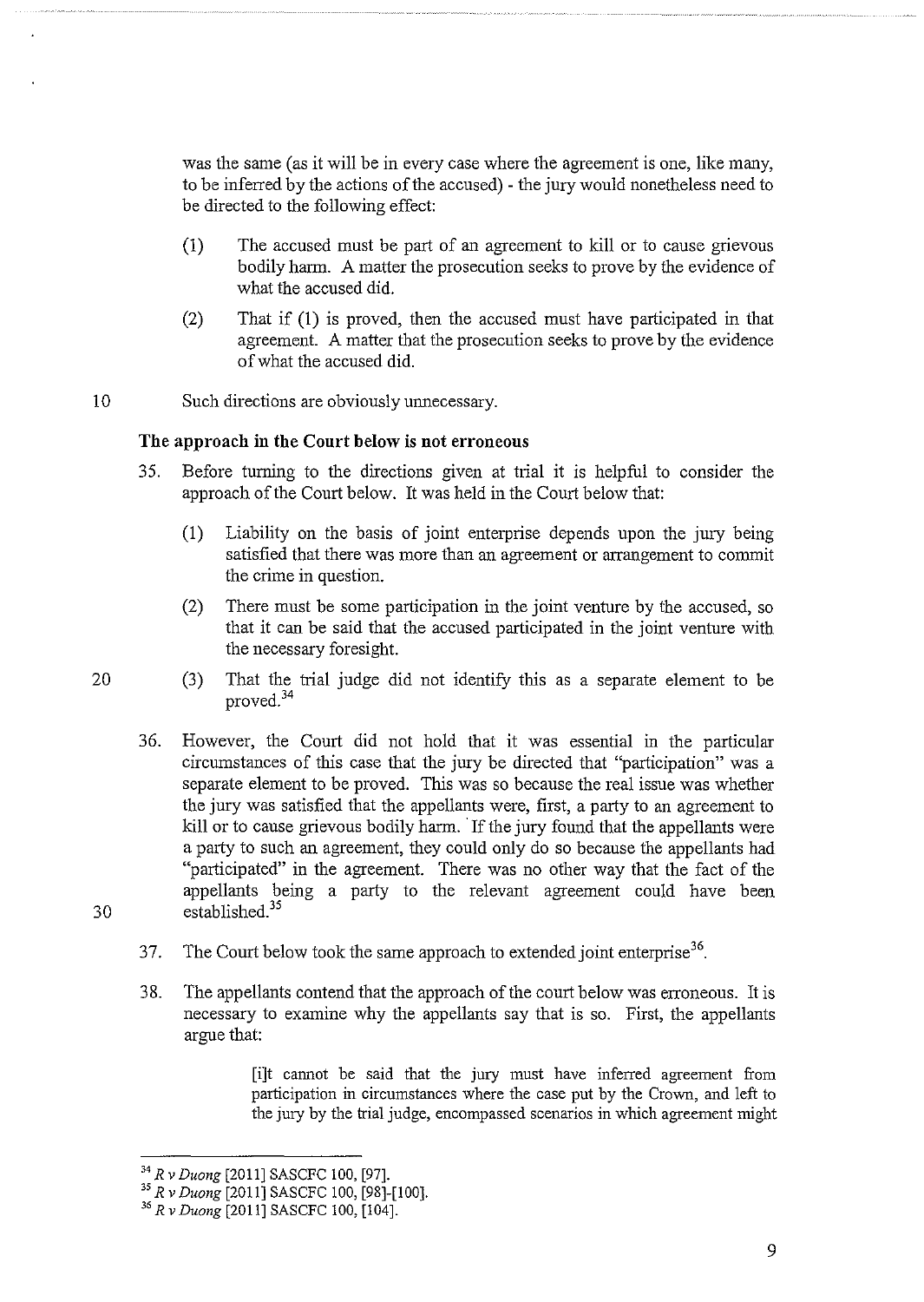was the same (as it will be in every case where the agreement is one, like many, to be inferred by the actions of the accused) - the jury would nonetheless need to be directed to the following effect:

(1) The accused must be part of an agreement to kill or to cause grievous bodily harm. A matter the prosecution seeks to prove by the evidence of what the accused did.

(2) That if (1) is proved, then the accused must have participated in that agreement. A matter that the prosecution seeks to prove by the evidence of what the accused did.

Such directions are obviously unnecessary.

**The approach in the Court below is not erroneous**

35. Before turning to the directions given at trial it is helpful to consider the approach of the Court below. It was held in the Court below that:

    (1) Liability on the basis of joint enterprise depends upon the jury being satisfied that there was more than an agreement or arrangement to commit the crime in question.

    (2) There must be some participation in the joint venture by the accused, so that it can be said that the accused participated in the joint venture with the necessary foresight.

    (3) That the trial judge did not identify this as a separate element to be proved.[34]

36. However, the Court did not hold that it was essential in the particular circumstances of this case that the jury be directed that "participation" was a separate element to be proved. This was so because the real issue was whether the jury was satisfied that the appellants were, first, a party to an agreement to kill or to cause grievous bodily harm. If the jury found that the appellants were a party to such an agreement, they could only do so because the appellants had "participated" in the agreement. There was no other way that the fact of the appellants being a party to the relevant agreement could have been established.[35]

37. The Court below took the same approach to extended joint enterprise[36].

38. The appellants contend that the approach of the court below was erroneous. It is necessary to examine why the appellants say that is so. First, the appellants argue that:

> [i]t cannot be said that the jury must have inferred agreement from participation in circumstances where the case put by the Crown, and left to the jury by the trial judge, encompassed scenarios in which agreement might

---

[34] *R v Duong* [2011] SASCFC 100, [97].

[35] *R v Duong* [2011] SASCFC 100, [98]-[100].

[36] *R v Duong* [2011] SASCFC 100, [104].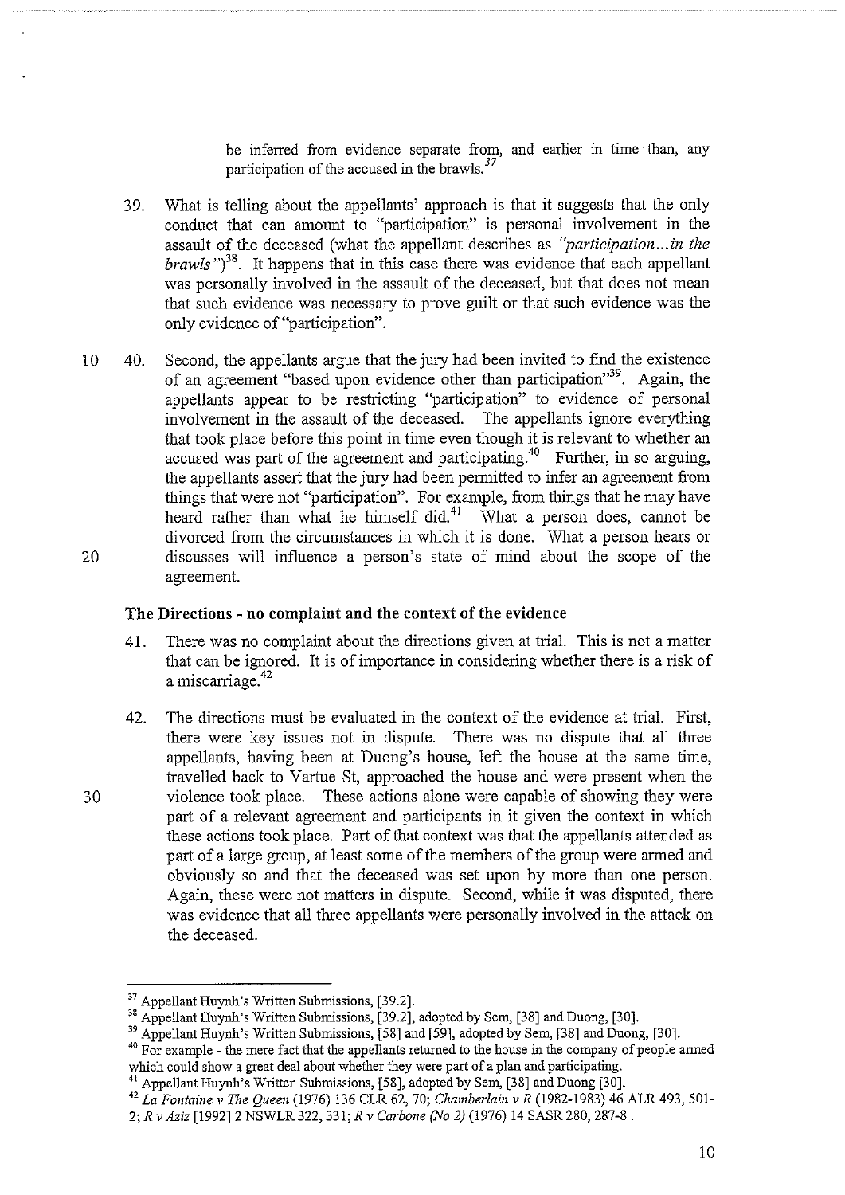be inferred from evidence separate from, and earlier in time than, any participation of the accused in the brawls.[37]

39. What is telling about the appellants' approach is that it suggests that the only conduct that can amount to "participation" is personal involvement in the assault of the deceased (what the appellant describes as *"participation...in the brawls"*)[38]. It happens that in this case there was evidence that each appellant was personally involved in the assault of the deceased, but that does not mean that such evidence was necessary to prove guilt or that such evidence was the only evidence of "participation".

40. Second, the appellants argue that the jury had been invited to find the existence of an agreement "based upon evidence other than participation"[39]. Again, the appellants appear to be restricting "participation" to evidence of personal involvement in the assault of the deceased. The appellants ignore everything that took place before this point in time even though it is relevant to whether an accused was part of the agreement and participating.[40] Further, in so arguing, the appellants assert that the jury had been permitted to infer an agreement from things that were not "participation". For example, from things that he may have heard rather than what he himself did.[41] What a person does, cannot be divorced from the circumstances in which it is done. What a person hears or discusses will influence a person's state of mind about the scope of the agreement.

### The Directions - no complaint and the context of the evidence

41. There was no complaint about the directions given at trial. This is not a matter that can be ignored. It is of importance in considering whether there is a risk of a miscarriage.[42]

42. The directions must be evaluated in the context of the evidence at trial. First, there were key issues not in dispute. There was no dispute that all three appellants, having been at Duong's house, left the house at the same time, travelled back to Vartue St, approached the house and were present when the violence took place. These actions alone were capable of showing they were part of a relevant agreement and participants in it given the context in which these actions took place. Part of that context was that the appellants attended as part of a large group, at least some of the members of the group were armed and obviously so and that the deceased was set upon by more than one person. Again, these were not matters in dispute. Second, while it was disputed, there was evidence that all three appellants were personally involved in the attack on the deceased.

---

[37] Appellant Huynh's Written Submissions, [39.2].

[38] Appellant Huynh's Written Submissions, [39.2], adopted by Sem, [38] and Duong, [30].

[39] Appellant Huynh's Written Submissions, [58] and [59], adopted by Sem, [38] and Duong, [30].

[40] For example - the mere fact that the appellants returned to the house in the company of people armed which could show a great deal about whether they were part of a plan and participating.

[41] Appellant Huynh's Written Submissions, [58], adopted by Sem, [38] and Duong [30].

[42] *La Fontaine v The Queen* (1976) 136 CLR 62, 70; *Chamberlain v R* (1982-1983) 46 ALR 493, 501-2; *R v Aziz* [1992] 2 NSWLR 322, 331; *R v Carbone (No 2)* (1976) 14 SASR 280, 287-8.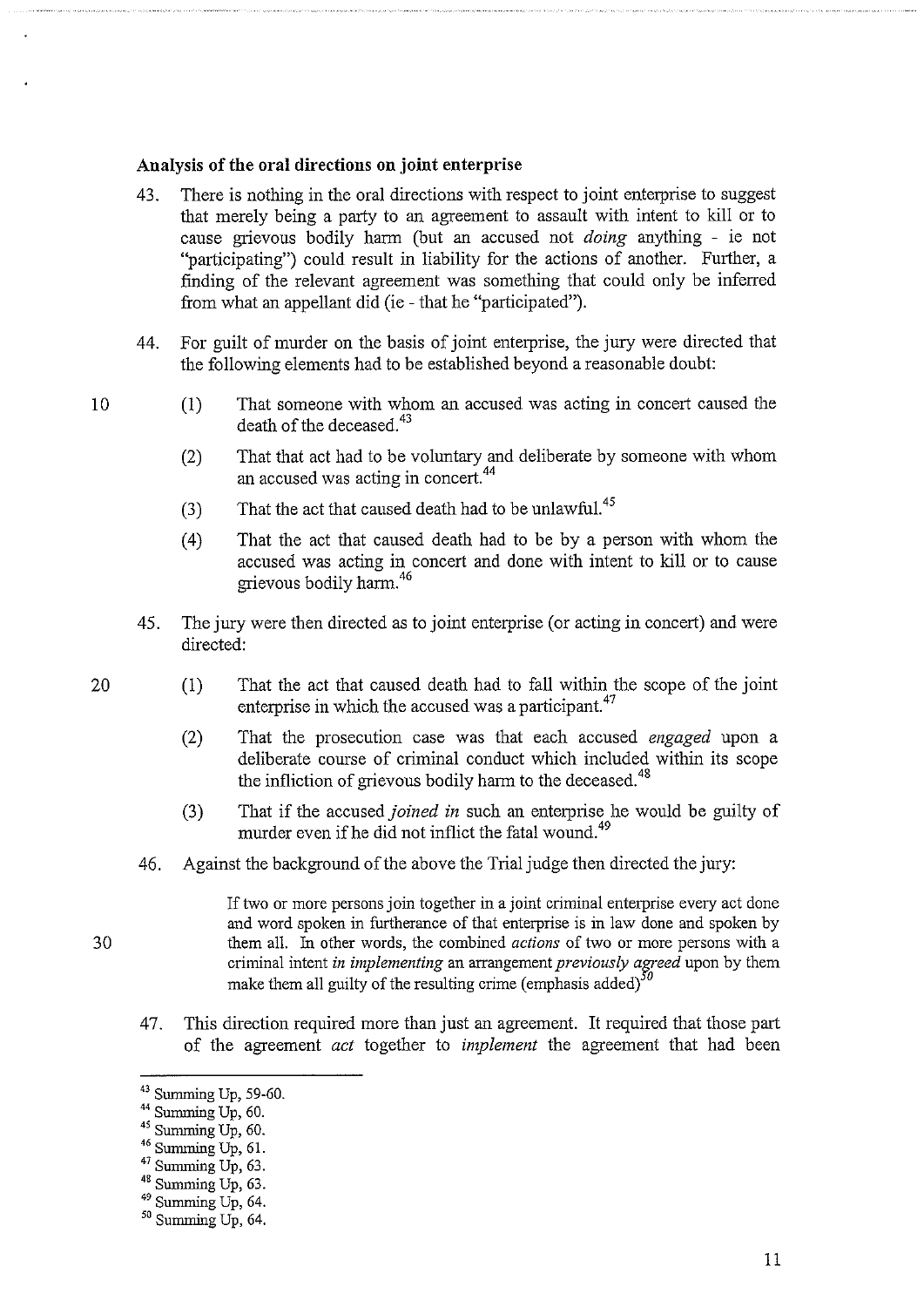**Analysis of the oral directions on joint enterprise**

43. There is nothing in the oral directions with respect to joint enterprise to suggest that merely being a party to an agreement to assault with intent to kill or to cause grievous bodily harm (but an accused not *doing* anything - ie not "participating") could result in liability for the actions of another. Further, a finding of the relevant agreement was something that could only be inferred from what an appellant did (ie - that he "participated").

44. For guilt of murder on the basis of joint enterprise, the jury were directed that the following elements had to be established beyond a reasonable doubt:

    (1) That someone with whom an accused was acting in concert caused the death of the deceased.[43]

    (2) That that act had to be voluntary and deliberate by someone with whom an accused was acting in concert.[44]

    (3) That the act that caused death had to be unlawful.[45]

    (4) That the act that caused death had to be by a person with whom the accused was acting in concert and done with intent to kill or to cause grievous bodily harm.[46]

45. The jury were then directed as to joint enterprise (or acting in concert) and were directed:

    (1) That the act that caused death had to fall within the scope of the joint enterprise in which the accused was a participant.[47]

    (2) That the prosecution case was that each accused *engaged* upon a deliberate course of criminal conduct which included within its scope the infliction of grievous bodily harm to the deceased.[48]

    (3) That if the accused *joined in* such an enterprise he would be guilty of murder even if he did not inflict the fatal wound.[49]

46. Against the background of the above the Trial judge then directed the jury:

    > If two or more persons join together in a joint criminal enterprise every act done and word spoken in furtherance of that enterprise is in law done and spoken by them all. In other words, the combined *actions* of two or more persons with a criminal intent *in implementing* an arrangement *previously agreed* upon by them make them all guilty of the resulting crime (emphasis added)[50]

47. This direction required more than just an agreement. It required that those part of the agreement *act* together to *implement* the agreement that had been

---

[43] Summing Up, 59-60.
[44] Summing Up, 60.
[45] Summing Up, 60.
[46] Summing Up, 61.
[47] Summing Up, 63.
[48] Summing Up, 63.
[49] Summing Up, 64.
[50] Summing Up, 64.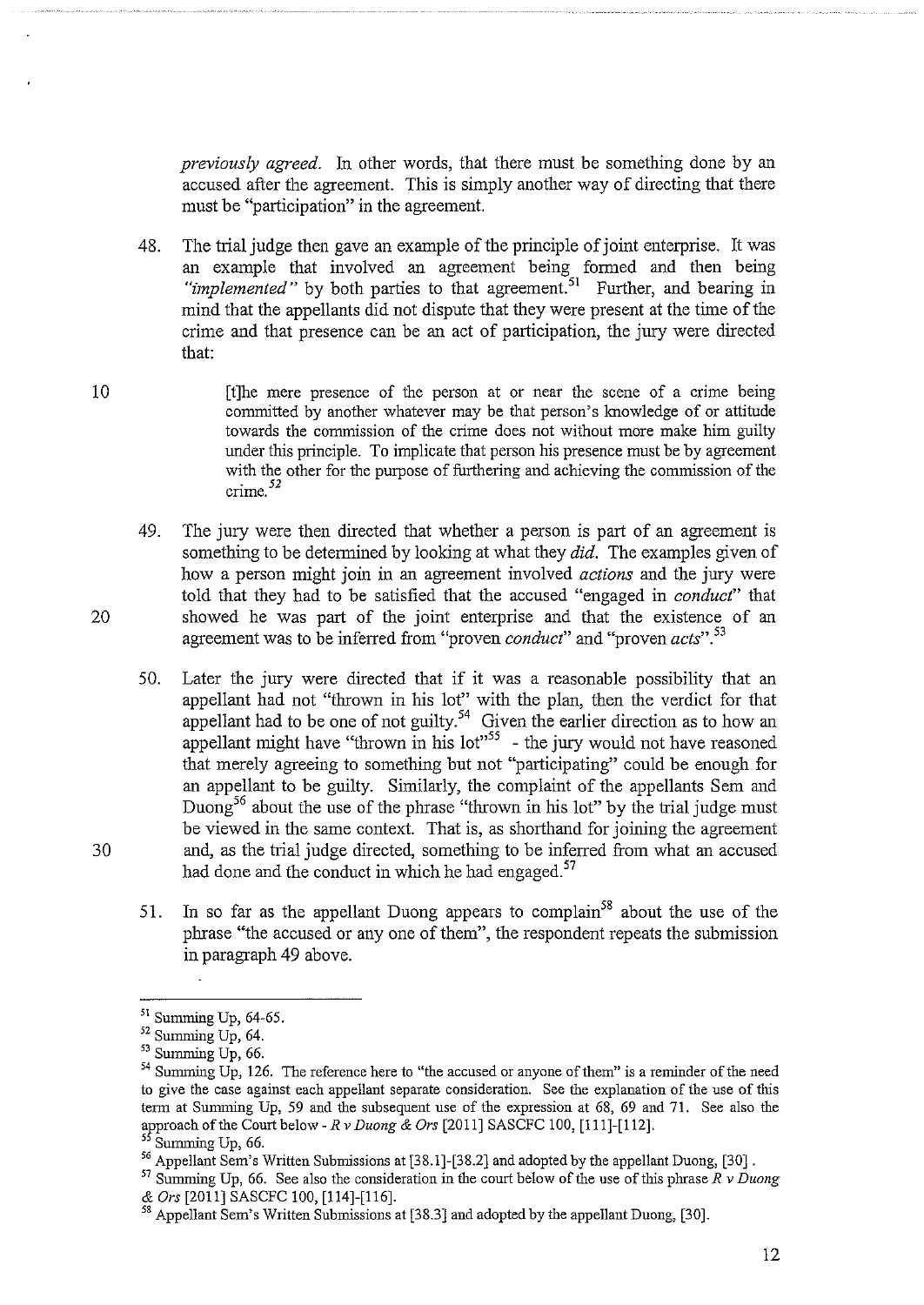*previously agreed.* In other words, that there must be something done by an accused after the agreement. This is simply another way of directing that there must be "participation" in the agreement.

48. The trial judge then gave an example of the principle of joint enterprise. It was an example that involved an agreement being formed and then being *"implemented"* by both parties to that agreement.[51] Further, and bearing in mind that the appellants did not dispute that they were present at the time of the crime and that presence can be an act of participation, the jury were directed that:

> [t]he mere presence of the person at or near the scene of a crime being committed by another whatever may be that person's knowledge of or attitude towards the commission of the crime does not without more make him guilty under this principle. To implicate that person his presence must be by agreement with the other for the purpose of furthering and achieving the commission of the crime.[52]

49. The jury were then directed that whether a person is part of an agreement is something to be determined by looking at what they *did.* The examples given of how a person might join in an agreement involved *actions* and the jury were told that they had to be satisfied that the accused "engaged in *conduct*" that showed he was part of the joint enterprise and that the existence of an agreement was to be inferred from "proven *conduct*" and "proven *acts*".[53]

50. Later the jury were directed that if it was a reasonable possibility that an appellant had not "thrown in his lot" with the plan, then the verdict for that appellant had to be one of not guilty.[54] Given the earlier direction as to how an appellant might have "thrown in his lot"[55] - the jury would not have reasoned that merely agreeing to something but not "participating" could be enough for an appellant to be guilty. Similarly, the complaint of the appellants Sem and Duong[56] about the use of the phrase "thrown in his lot" by the trial judge must be viewed in the same context. That is, as shorthand for joining the agreement and, as the trial judge directed, something to be inferred from what an accused had done and the conduct in which he had engaged.[57]

51. In so far as the appellant Duong appears to complain[58] about the use of the phrase "the accused or any one of them", the respondent repeats the submission in paragraph 49 above.

---

[51] Summing Up, 64-65.

[52] Summing Up, 64.

[53] Summing Up, 66.

[54] Summing Up, 126. The reference here to "the accused or anyone of them" is a reminder of the need to give the case against each appellant separate consideration. See the explanation of the use of this term at Summing Up, 59 and the subsequent use of the expression at 68, 69 and 71. See also the approach of the Court below - *R v Duong & Ors* [2011] SASCFC 100, [111]-[112].

[55] Summing Up, 66.

[56] Appellant Sem's Written Submissions at [38.1]-[38.2] and adopted by the appellant Duong, [30].

[57] Summing Up, 66. See also the consideration in the court below of the use of this phrase *R v Duong & Ors* [2011] SASCFC 100, [114]-[116].

[58] Appellant Sem's Written Submissions at [38.3] and adopted by the appellant Duong, [30].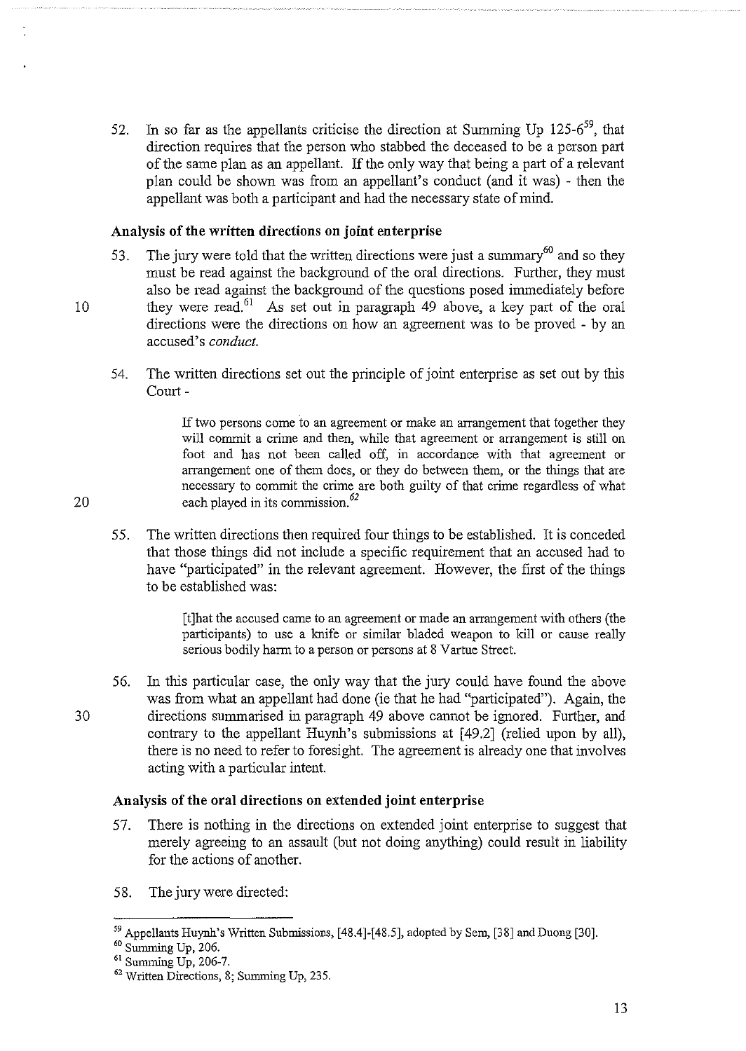52. In so far as the appellants criticise the direction at Summing Up 125-6[59], that direction requires that the person who stabbed the deceased to be a person part of the same plan as an appellant. If the only way that being a part of a relevant plan could be shown was from an appellant's conduct (and it was) - then the appellant was both a participant and had the necessary state of mind.

### Analysis of the written directions on joint enterprise

53. The jury were told that the written directions were just a summary[60] and so they must be read against the background of the oral directions. Further, they must also be read against the background of the questions posed immediately before they were read.[61] As set out in paragraph 49 above, a key part of the oral directions were the directions on how an agreement was to be proved - by an accused's *conduct*.

54. The written directions set out the principle of joint enterprise as set out by this Court -

> If two persons come to an agreement or make an arrangement that together they will commit a crime and then, while that agreement or arrangement is still on foot and has not been called off, in accordance with that agreement or arrangement one of them does, or they do between them, or the things that are necessary to commit the crime are both guilty of that crime regardless of what each played in its commission.[62]

55. The written directions then required four things to be established. It is conceded that those things did not include a specific requirement that an accused had to have "participated" in the relevant agreement. However, the first of the things to be established was:

> [t]hat the accused came to an agreement or made an arrangement with others (the participants) to use a knife or similar bladed weapon to kill or cause really serious bodily harm to a person or persons at 8 Vartue Street.

56. In this particular case, the only way that the jury could have found the above was from what an appellant had done (ie that he had "participated"). Again, the directions summarised in paragraph 49 above cannot be ignored. Further, and contrary to the appellant Huynh's submissions at [49.2] (relied upon by all), there is no need to refer to foresight. The agreement is already one that involves acting with a particular intent.

### Analysis of the oral directions on extended joint enterprise

57. There is nothing in the directions on extended joint enterprise to suggest that merely agreeing to an assault (but not doing anything) could result in liability for the actions of another.

58. The jury were directed:

---

[59] Appellants Huynh's Written Submissions, [48.4]-[48.5], adopted by Sem, [38] and Duong [30].

[60] Summing Up, 206.

[61] Summing Up, 206-7.

[62] Written Directions, 8; Summing Up, 235.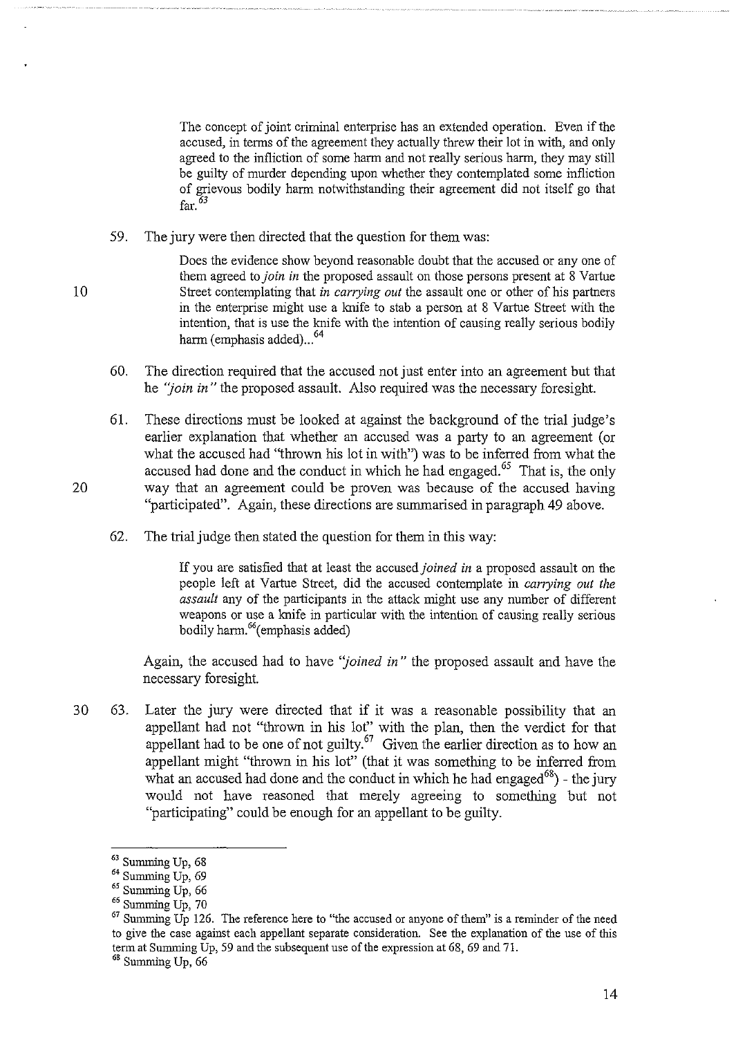> The concept of joint criminal enterprise has an extended operation. Even if the accused, in terms of the agreement they actually threw their lot in with, and only agreed to the infliction of some harm and not really serious harm, they may still be guilty of murder depending upon whether they contemplated some infliction of grievous bodily harm notwithstanding their agreement did not itself go that far.[63]

59. The jury were then directed that the question for them was:

> Does the evidence show beyond reasonable doubt that the accused or any one of them agreed to *join in* the proposed assault on those persons present at 8 Vartue Street contemplating that *in carrying out* the assault one or other of his partners in the enterprise might use a knife to stab a person at 8 Vartue Street with the intention, that is use the knife with the intention of causing really serious bodily harm (emphasis added)...[64]

60. The direction required that the accused not just enter into an agreement but that he *"join in"* the proposed assault. Also required was the necessary foresight.

61. These directions must be looked at against the background of the trial judge's earlier explanation that whether an accused was a party to an agreement (or what the accused had "thrown his lot in with") was to be inferred from what the accused had done and the conduct in which he had engaged.[65] That is, the only way that an agreement could be proven was because of the accused having "participated". Again, these directions are summarised in paragraph 49 above.

62. The trial judge then stated the question for them in this way:

> If you are satisfied that at least the accused *joined in* a proposed assault on the people left at Vartue Street, did the accused contemplate in *carrying out the assault* any of the participants in the attack might use any number of different weapons or use a knife in particular with the intention of causing really serious bodily harm.[66](emphasis added)

Again, the accused had to have *"joined in"* the proposed assault and have the necessary foresight.

63. Later the jury were directed that if it was a reasonable possibility that an appellant had not "thrown in his lot" with the plan, then the verdict for that appellant had to be one of not guilty.[67] Given the earlier direction as to how an appellant might "thrown in his lot" (that it was something to be inferred from what an accused had done and the conduct in which he had engaged[68]) - the jury would not have reasoned that merely agreeing to something but not "participating" could be enough for an appellant to be guilty.

---

[63] Summing Up, 68

[64] Summing Up, 69

[65] Summing Up, 66

[66] Summing Up, 70

[67] Summing Up 126. The reference here to "the accused or anyone of them" is a reminder of the need to give the case against each appellant separate consideration. See the explanation of the use of this term at Summing Up, 59 and the subsequent use of the expression at 68, 69 and 71.

[68] Summing Up, 66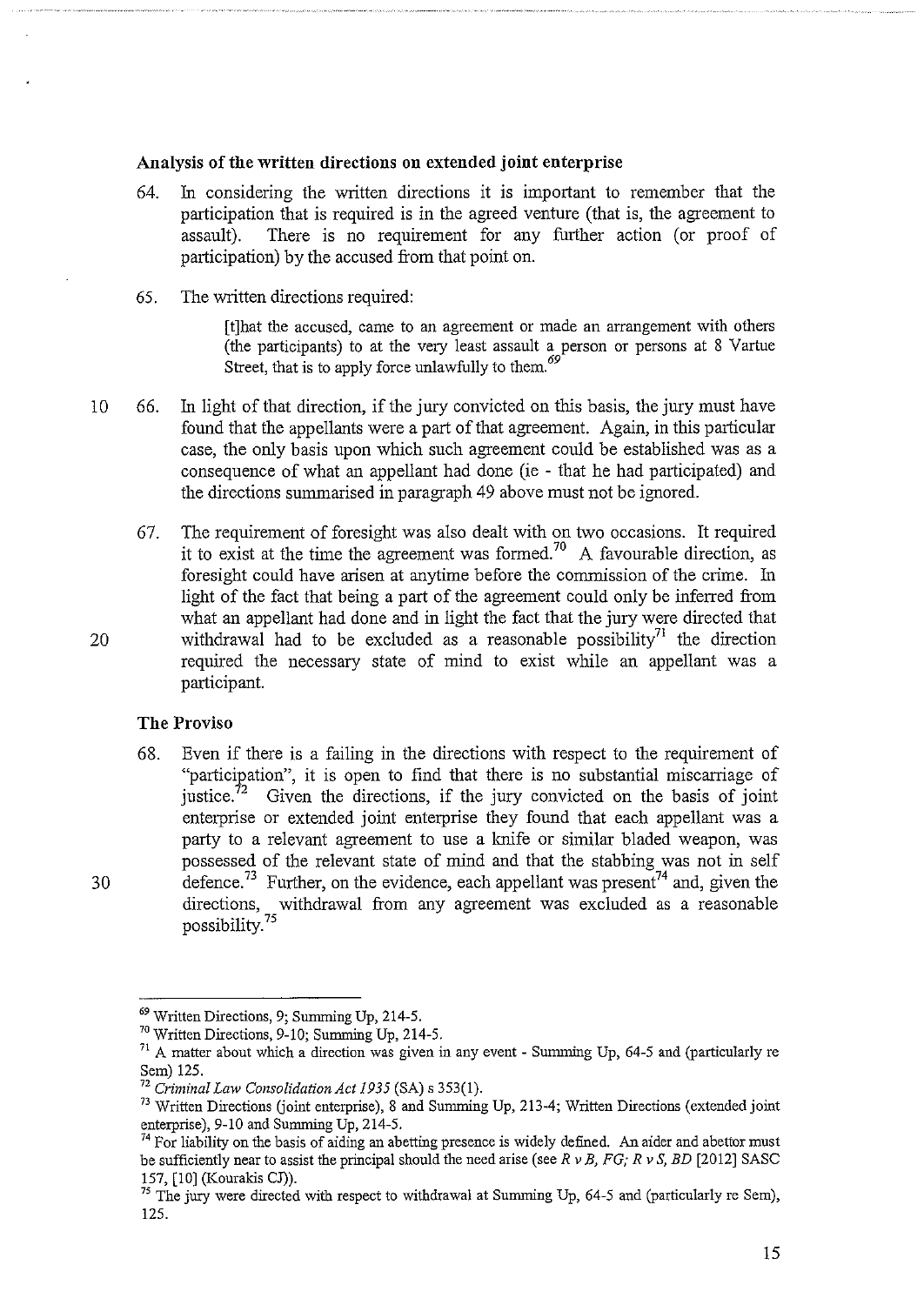### Analysis of the written directions on extended joint enterprise

64. In considering the written directions it is important to remember that the participation that is required is in the agreed venture (that is, the agreement to assault). There is no requirement for any further action (or proof of participation) by the accused from that point on.

65. The written directions required:

> [t]hat the accused, came to an agreement or made an arrangement with others (the participants) to at the very least assault a person or persons at 8 Vartue Street, that is to apply force unlawfully to them.[69]

66. In light of that direction, if the jury convicted on this basis, the jury must have found that the appellants were a part of that agreement. Again, in this particular case, the only basis upon which such agreement could be established was as a consequence of what an appellant had done (ie - that he had participated) and the directions summarised in paragraph 49 above must not be ignored.

67. The requirement of foresight was also dealt with on two occasions. It required it to exist at the time the agreement was formed.[70] A favourable direction, as foresight could have arisen at anytime before the commission of the crime. In light of the fact that being a part of the agreement could only be inferred from what an appellant had done and in light the fact that the jury were directed that withdrawal had to be excluded as a reasonable possibility[71] the direction required the necessary state of mind to exist while an appellant was a participant.

### The Proviso

68. Even if there is a failing in the directions with respect to the requirement of "participation", it is open to find that there is no substantial miscarriage of justice.[72] Given the directions, if the jury convicted on the basis of joint enterprise or extended joint enterprise they found that each appellant was a party to a relevant agreement to use a knife or similar bladed weapon, was possessed of the relevant state of mind and that the stabbing was not in self defence.[73] Further, on the evidence, each appellant was present[74] and, given the directions, withdrawal from any agreement was excluded as a reasonable possibility.[75]

---

[69] Written Directions, 9; Summing Up, 214-5.

[70] Written Directions, 9-10; Summing Up, 214-5.

[71] A matter about which a direction was given in any event - Summing Up, 64-5 and (particularly re Sem) 125.

[72] *Criminal Law Consolidation Act 1935* (SA) s 353(1).

[73] Written Directions (joint enterprise), 8 and Summing Up, 213-4; Written Directions (extended joint enterprise), 9-10 and Summing Up, 214-5.

[74] For liability on the basis of aiding an abetting presence is widely defined. An aider and abettor must be sufficiently near to assist the principal should the need arise (see *R v B, FG; R v S, BD* [2012] SASC 157, [10] (Kourakis CJ)).

[75] The jury were directed with respect to withdrawal at Summing Up, 64-5 and (particularly re Sem), 125.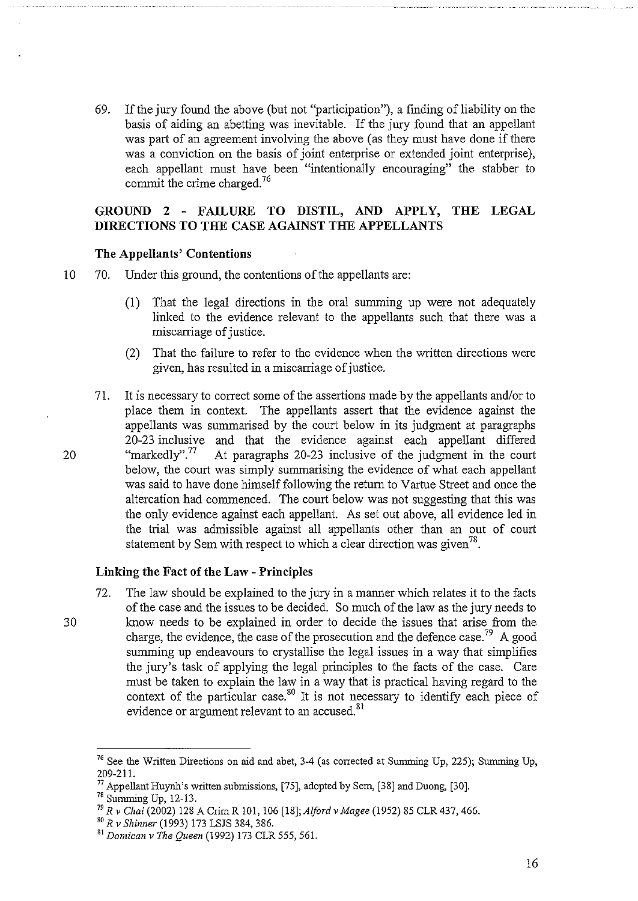69. If the jury found the above (but not "participation"), a finding of liability on the basis of aiding an abetting was inevitable. If the jury found that an appellant was part of an agreement involving the above (as they must have done if there was a conviction on the basis of joint enterprise or extended joint enterprise), each appellant must have been "intentionally encouraging" the stabber to commit the crime charged.[76]

## GROUND 2 - FAILURE TO DISTIL, AND APPLY, THE LEGAL DIRECTIONS TO THE CASE AGAINST THE APPELLANTS

### The Appellants' Contentions

70. Under this ground, the contentions of the appellants are:

    (1) That the legal directions in the oral summing up were not adequately linked to the evidence relevant to the appellants such that there was a miscarriage of justice.

    (2) That the failure to refer to the evidence when the written directions were given, has resulted in a miscarriage of justice.

71. It is necessary to correct some of the assertions made by the appellants and/or to place them in context. The appellants assert that the evidence against the appellants was summarised by the court below in its judgment at paragraphs 20-23 inclusive and that the evidence against each appellant differed "markedly".[77] At paragraphs 20-23 inclusive of the judgment in the court below, the court was simply summarising the evidence of what each appellant was said to have done himself following the return to Vartue Street and once the altercation had commenced. The court below was not suggesting that this was the only evidence against each appellant. As set out above, all evidence led in the trial was admissible against all appellants other than an out of court statement by Sem with respect to which a clear direction was given[78].

### Linking the Fact of the Law - Principles

72. The law should be explained to the jury in a manner which relates it to the facts of the case and the issues to be decided. So much of the law as the jury needs to know needs to be explained in order to decide the issues that arise from the charge, the evidence, the case of the prosecution and the defence case.[79] A good summing up endeavours to crystallise the legal issues in a way that simplifies the jury's task of applying the legal principles to the facts of the case. Care must be taken to explain the law in a way that is practical having regard to the context of the particular case.[80] It is not necessary to identify each piece of evidence or argument relevant to an accused.[81]

---

[76] See the Written Directions on aid and abet, 3-4 (as corrected at Summing Up, 225); Summing Up, 209-211.

[77] Appellant Huynh's written submissions, [75], adopted by Sem, [38] and Duong, [30].

[78] Summing Up, 12-13.

[79] *R v Chai* (2002) 128 A Crim R 101, 106 [18]; *Alford v Magee* (1952) 85 CLR 437, 466.

[80] *R v Shinner* (1993) 173 LSJS 384, 386.

[81] *Domican v The Queen* (1992) 173 CLR 555, 561.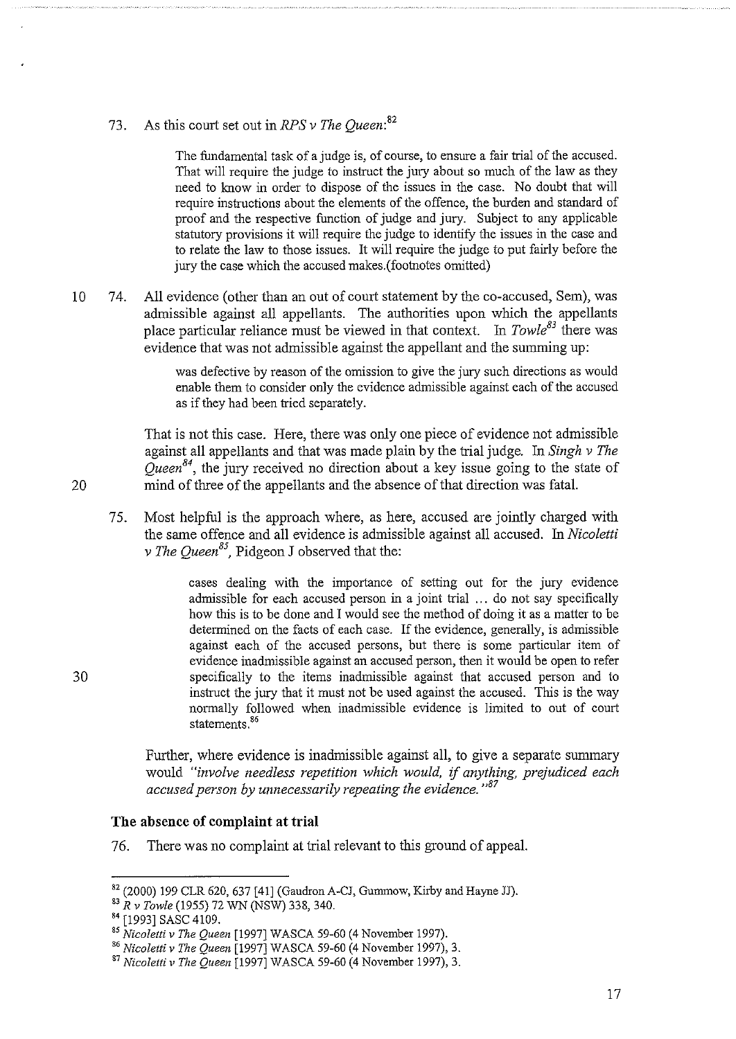73. As this court set out in *RPS v The Queen*:[82]

> The fundamental task of a judge is, of course, to ensure a fair trial of the accused. That will require the judge to instruct the jury about so much of the law as they need to know in order to dispose of the issues in the case. No doubt that will require instructions about the elements of the offence, the burden and standard of proof and the respective function of judge and jury. Subject to any applicable statutory provisions it will require the judge to identify the issues in the case and to relate the law to those issues. It will require the judge to put fairly before the jury the case which the accused makes.(footnotes omitted)

74. All evidence (other than an out of court statement by the co-accused, Sem), was admissible against all appellants. The authorities upon which the appellants place particular reliance must be viewed in that context. In *Towle*[83] there was evidence that was not admissible against the appellant and the summing up:

> was defective by reason of the omission to give the jury such directions as would enable them to consider only the evidence admissible against each of the accused as if they had been tried separately.

That is not this case. Here, there was only one piece of evidence not admissible against all appellants and that was made plain by the trial judge. In *Singh v The Queen*[84], the jury received no direction about a key issue going to the state of mind of three of the appellants and the absence of that direction was fatal.

75. Most helpful is the approach where, as here, accused are jointly charged with the same offence and all evidence is admissible against all accused. In *Nicoletti v The Queen*[85], Pidgeon J observed that the:

> cases dealing with the importance of setting out for the jury evidence admissible for each accused person in a joint trial ... do not say specifically how this is to be done and I would see the method of doing it as a matter to be determined on the facts of each case. If the evidence, generally, is admissible against each of the accused persons, but there is some particular item of evidence inadmissible against an accused person, then it would be open to refer specifically to the items inadmissible against that accused person and to instruct the jury that it must not be used against the accused. This is the way normally followed when inadmissible evidence is limited to out of court statements.[86]

Further, where evidence is inadmissible against all, to give a separate summary would *"involve needless repetition which would, if anything, prejudiced each accused person by unnecessarily repeating the evidence."*[87]

### The absence of complaint at trial

76. There was no complaint at trial relevant to this ground of appeal.

---

[82] (2000) 199 CLR 620, 637 [41] (Gaudron A-CJ, Gummow, Kirby and Hayne JJ).
[83] *R v Towle* (1955) 72 WN (NSW) 338, 340.
[84] [1993] SASC 4109.
[85] *Nicoletti v The Queen* [1997] WASCA 59-60 (4 November 1997).
[86] *Nicoletti v The Queen* [1997] WASCA 59-60 (4 November 1997), 3.
[87] *Nicoletti v The Queen* [1997] WASCA 59-60 (4 November 1997), 3.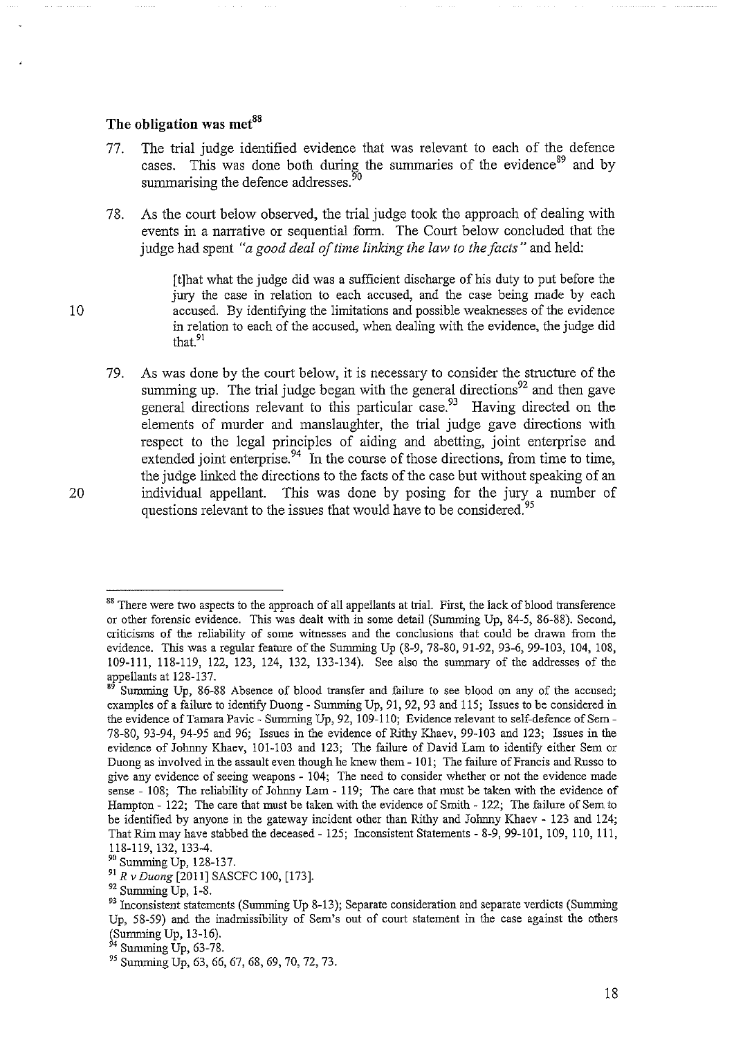## The obligation was met[88]

77. The trial judge identified evidence that was relevant to each of the defence cases. This was done both during the summaries of the evidence[89] and by summarising the defence addresses.[90]

78. As the court below observed, the trial judge took the approach of dealing with events in a narrative or sequential form. The Court below concluded that the judge had spent *"a good deal of time linking the law to the facts"* and held:

> [t]hat what the judge did was a sufficient discharge of his duty to put before the jury the case in relation to each accused, and the case being made by each accused. By identifying the limitations and possible weaknesses of the evidence in relation to each of the accused, when dealing with the evidence, the judge did that.[91]

79. As was done by the court below, it is necessary to consider the structure of the summing up. The trial judge began with the general directions[92] and then gave general directions relevant to this particular case.[93] Having directed on the elements of murder and manslaughter, the trial judge gave directions with respect to the legal principles of aiding and abetting, joint enterprise and extended joint enterprise.[94] In the course of those directions, from time to time, the judge linked the directions to the facts of the case but without speaking of an individual appellant. This was done by posing for the jury a number of questions relevant to the issues that would have to be considered.[95]

---

[88] There were two aspects to the approach of all appellants at trial. First, the lack of blood transference or other forensic evidence. This was dealt with in some detail (Summing Up, 84-5, 86-88). Second, criticisms of the reliability of some witnesses and the conclusions that could be drawn from the evidence. This was a regular feature of the Summing Up (8-9, 78-80, 91-92, 93-6, 99-103, 104, 108, 109-111, 118-119, 122, 123, 124, 132, 133-134). See also the summary of the addresses of the appellants at 128-137.

[89] Summing Up, 86-88 Absence of blood transfer and failure to see blood on any of the accused; examples of a failure to identify Duong - Summing Up, 91, 92, 93 and 115; Issues to be considered in the evidence of Tamara Pavic - Summing Up, 92, 109-110; Evidence relevant to self-defence of Sem - 78-80, 93-94, 94-95 and 96; Issues in the evidence of Rithy Khaev, 99-103 and 123; Issues in the evidence of Johnny Khaev, 101-103 and 123; The failure of David Lam to identify either Sem or Duong as involved in the assault even though he knew them - 101; The failure of Francis and Russo to give any evidence of seeing weapons - 104; The need to consider whether or not the evidence made sense - 108; The reliability of Johnny Lam - 119; The care that must be taken with the evidence of Hampton - 122; The care that must be taken with the evidence of Smith - 122; The failure of Sem to be identified by anyone in the gateway incident other than Rithy and Johnny Khaev - 123 and 124; That Rim may have stabbed the deceased - 125; Inconsistent Statements - 8-9, 99-101, 109, 110, 111, 118-119, 132, 133-4.

[90] Summing Up, 128-137.

[91] *R v Duong* [2011] SASCFC 100, [173].

[92] Summing Up, 1-8.

[93] Inconsistent statements (Summing Up 8-13); Separate consideration and separate verdicts (Summing Up, 58-59) and the inadmissibility of Sem's out of court statement in the case against the others (Summing Up, 13-16).

[94] Summing Up, 63-78.

[95] Summing Up, 63, 66, 67, 68, 69, 70, 72, 73.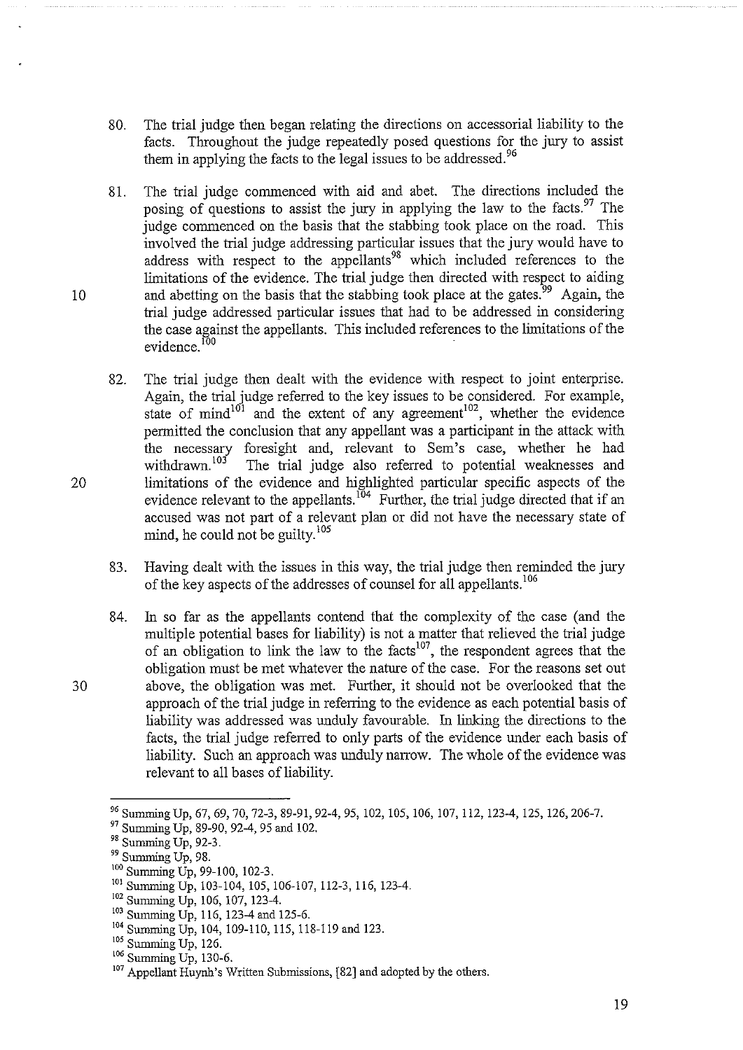80. The trial judge then began relating the directions on accessorial liability to the facts. Throughout the judge repeatedly posed questions for the jury to assist them in applying the facts to the legal issues to be addressed.[96]

81. The trial judge commenced with aid and abet. The directions included the posing of questions to assist the jury in applying the law to the facts.[97] The judge commenced on the basis that the stabbing took place on the road. This involved the trial judge addressing particular issues that the jury would have to address with respect to the appellants[98] which included references to the limitations of the evidence. The trial judge then directed with respect to aiding and abetting on the basis that the stabbing took place at the gates.[99] Again, the trial judge addressed particular issues that had to be addressed in considering the case against the appellants. This included references to the limitations of the evidence.[100]

82. The trial judge then dealt with the evidence with respect to joint enterprise. Again, the trial judge referred to the key issues to be considered. For example, state of mind[101] and the extent of any agreement[102], whether the evidence permitted the conclusion that any appellant was a participant in the attack with the necessary foresight and, relevant to Sem's case, whether he had withdrawn.[103] The trial judge also referred to potential weaknesses and limitations of the evidence and highlighted particular specific aspects of the evidence relevant to the appellants.[104] Further, the trial judge directed that if an accused was not part of a relevant plan or did not have the necessary state of mind, he could not be guilty.[105]

83. Having dealt with the issues in this way, the trial judge then reminded the jury of the key aspects of the addresses of counsel for all appellants.[106]

84. In so far as the appellants contend that the complexity of the case (and the multiple potential bases for liability) is not a matter that relieved the trial judge of an obligation to link the law to the facts[107], the respondent agrees that the obligation must be met whatever the nature of the case. For the reasons set out above, the obligation was met. Further, it should not be overlooked that the approach of the trial judge in referring to the evidence as each potential basis of liability was addressed was unduly favourable. In linking the directions to the facts, the trial judge referred to only parts of the evidence under each basis of liability. Such an approach was unduly narrow. The whole of the evidence was relevant to all bases of liability.

---

[96] Summing Up, 67, 69, 70, 72-3, 89-91, 92-4, 95, 102, 105, 106, 107, 112, 123-4, 125, 126, 206-7.

[97] Summing Up, 89-90, 92-4, 95 and 102.

[98] Summing Up, 92-3.

[99] Summing Up, 98.

[100] Summing Up, 99-100, 102-3.

[101] Summing Up, 103-104, 105, 106-107, 112-3, 116, 123-4.

[102] Summing Up, 106, 107, 123-4.

[103] Summing Up, 116, 123-4 and 125-6.

[104] Summing Up, 104, 109-110, 115, 118-119 and 123.

[105] Summing Up, 126.

[106] Summing Up, 130-6.

[107] Appellant Huynh's Written Submissions, [82] and adopted by the others.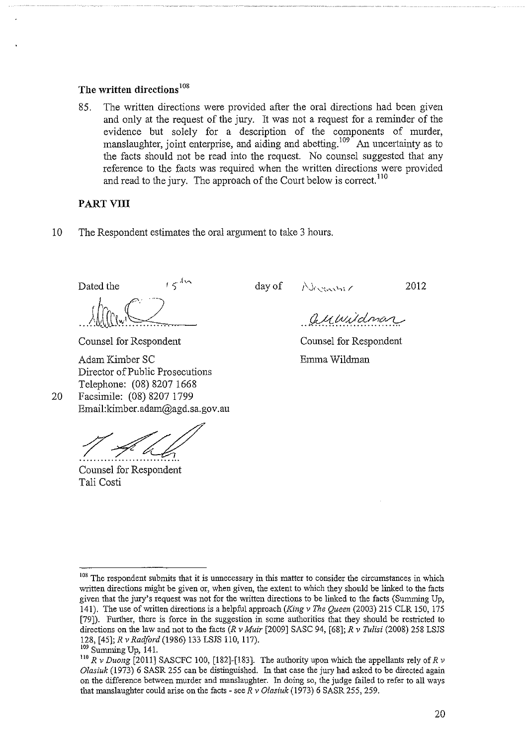## The written directions[108]

85. The written directions were provided after the oral directions had been given and only at the request of the jury. It was not a request for a reminder of the evidence but solely for a description of the components of murder, manslaughter, joint enterprise, and aiding and abetting.[109] An uncertainty as to the facts should not be read into the request. No counsel suggested that any reference to the facts was required when the written directions were provided and read to the jury. The approach of the Court below is correct.[110]

## PART VIII

The Respondent estimates the oral argument to take 3 hours.

Dated the 15th day of November 2012

Counsel for Respondent
Adam Kimber SC
Director of Public Prosecutions
Telephone: (08) 8207 1668
Facsimile: (08) 8207 1799
Email:kimber.adam@agd.sa.gov.au

Counsel for Respondent
Emma Wildman

Counsel for Respondent
Tali Costi

---

[108] The respondent submits that it is unnecessary in this matter to consider the circumstances in which written directions might be given or, when given, the extent to which they should be linked to the facts given that the jury's request was not for the written directions to be linked to the facts (Summing Up, 141). The use of written directions is a helpful approach (*King v The Queen* (2003) 215 CLR 150, 175 [79]). Further, there is force in the suggestion in some authorities that they should be restricted to directions on the law and not to the facts (*R v Muir* [2009] SASC 94, [68]; *R v Tulisi* (2008) 258 LSJS 128, [45]; *R v Radford* (1986) 133 LSJS 110, 117).

[109] Summing Up, 141.

[110] *R v Duong* [2011] SASCFC 100, [182]-[183]. The authority upon which the appellants rely of *R v Olasiuk* (1973) 6 SASR 255 can be distinguished. In that case the jury had asked to be directed again on the difference between murder and manslaughter. In doing so, the judge failed to refer to all ways that manslaughter could arise on the facts - see *R v Olasiuk* (1973) 6 SASR 255, 259.